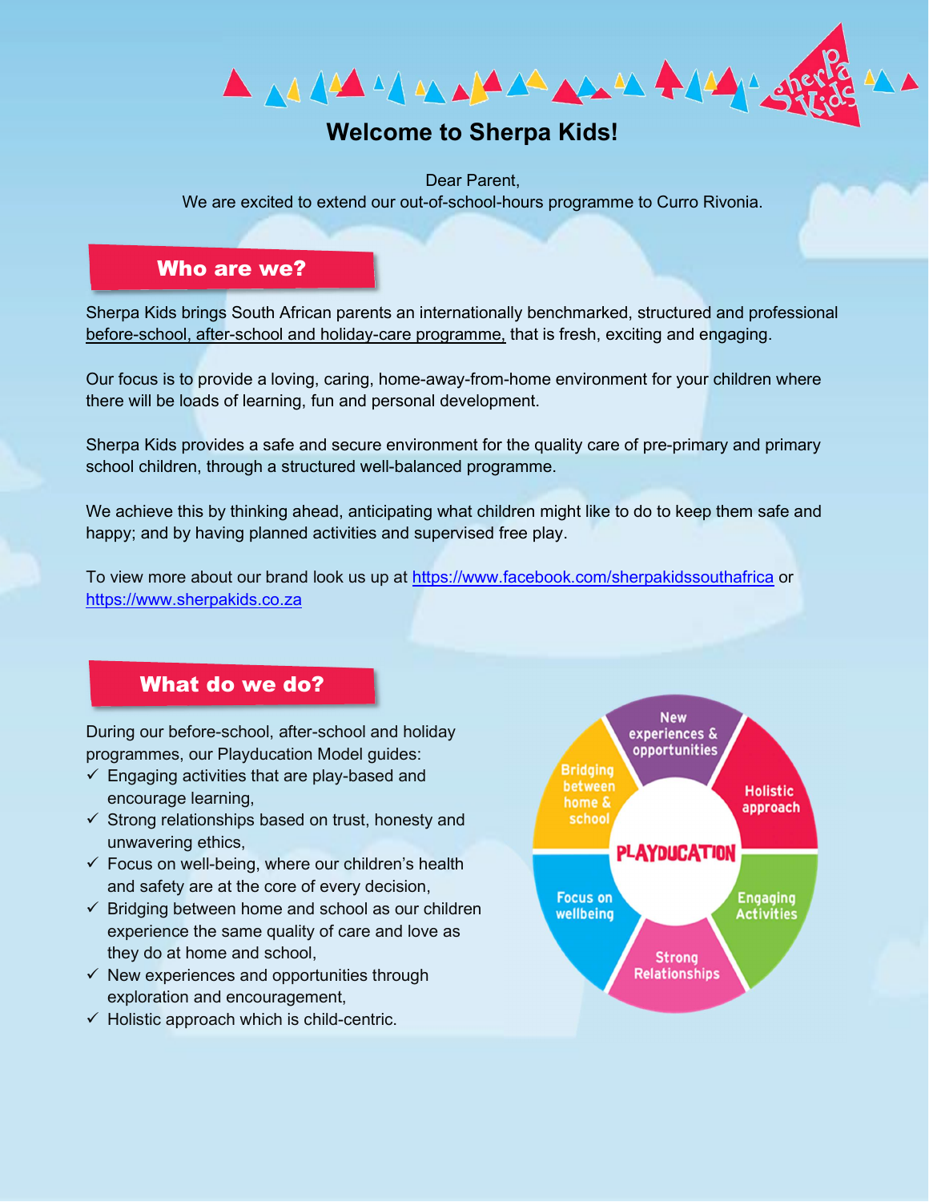# Welcome to Sherpa Kids!

Dear Parent,
We are excited to extend our out-of-school-hours programme to Curro Rivonia.

## Who are we?

Sherpa Kids brings South African parents an internationally benchmarked, structured and professional before-school, after-school and holiday-care programme, that is fresh, exciting and engaging.

Our focus is to provide a loving, caring, home-away-from-home environment for your children where there will be loads of learning, fun and personal development.

Sherpa Kids provides a safe and secure environment for the quality care of pre-primary and primary school children, through a structured well-balanced programme.

We achieve this by thinking ahead, anticipating what children might like to do to keep them safe and happy; and by having planned activities and supervised free play.

To view more about our brand look us up at https://www.facebook.com/sherpakidssouthafrica or https://www.sherpakids.co.za

## What do we do?

During our before-school, after-school and holiday programmes, our Playducation Model guides:

- ✓ Engaging activities that are play-based and encourage learning,
- ✓ Strong relationships based on trust, honesty and unwavering ethics,
- ✓ Focus on well-being, where our children's health and safety are at the core of every decision,
- ✓ Bridging between home and school as our children experience the same quality of care and love as they do at home and school,
- ✓ New experiences and opportunities through exploration and encouragement,
- ✓ Holistic approach which is child-centric.

PLAYDUCATION

New experiences & opportunities

Holistic approach

Engaging Activities

Strong Relationships

Focus on wellbeing

Bridging between home & school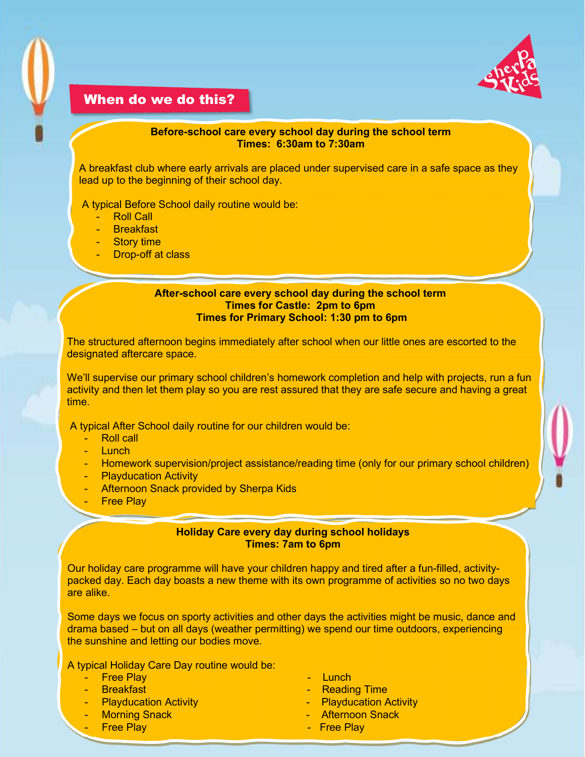## When do we do this?

**Before-school care every school day during the school term**
**Times: 6:30am to 7:30am**

A breakfast club where early arrivals are placed under supervised care in a safe space as they lead up to the beginning of their school day.

A typical Before School daily routine would be:

- Roll Call
- Breakfast
- Story time
- Drop-off at class

**After-school care every school day during the school term**
**Times for Castle: 2pm to 6pm**
**Times for Primary School: 1:30 pm to 6pm**

The structured afternoon begins immediately after school when our little ones are escorted to the designated aftercare space.

We'll supervise our primary school children's homework completion and help with projects, run a fun activity and then let them play so you are rest assured that they are safe secure and having a great time.

A typical After School daily routine for our children would be:

- Roll call
- Lunch
- Homework supervision/project assistance/reading time (only for our primary school children)
- Playducation Activity
- Afternoon Snack provided by Sherpa Kids
- Free Play

**Holiday Care every day during school holidays**
**Times: 7am to 6pm**

Our holiday care programme will have your children happy and tired after a fun-filled, activity-packed day. Each day boasts a new theme with its own programme of activities so no two days are alike.

Some days we focus on sporty activities and other days the activities might be music, dance and drama based – but on all days (weather permitting) we spend our time outdoors, experiencing the sunshine and letting our bodies move.

A typical Holiday Care Day routine would be:

- Free Play
- Breakfast
- Playducation Activity
- Morning Snack
- Free Play
- Lunch
- Reading Time
- Playducation Activity
- Afternoon Snack
- Free Play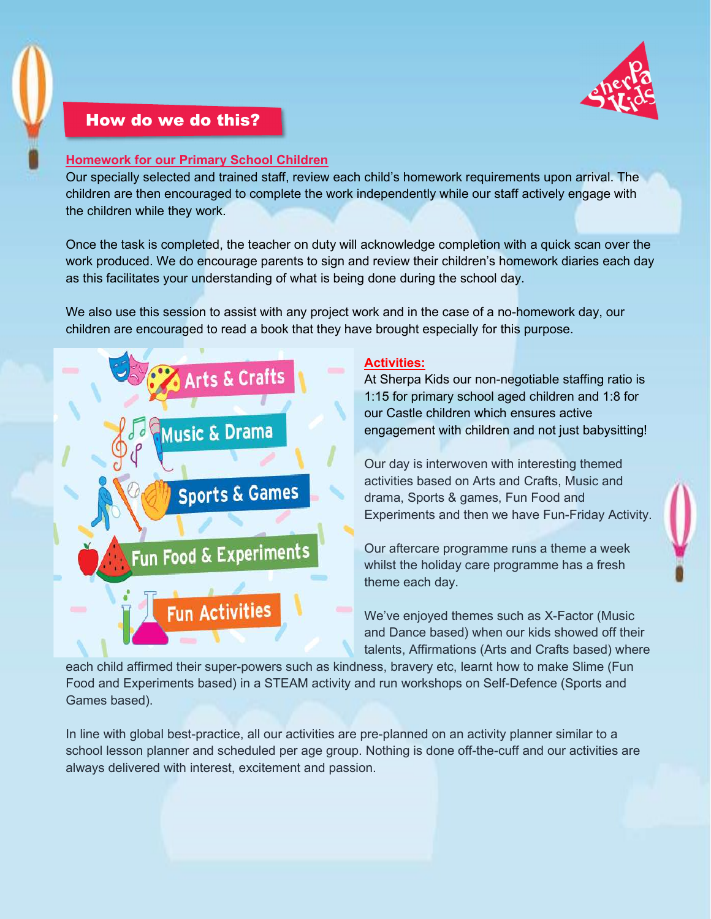## How do we do this?

**Homework for our Primary School Children**

Our specially selected and trained staff, review each child's homework requirements upon arrival. The children are then encouraged to complete the work independently while our staff actively engage with the children while they work.

Once the task is completed, the teacher on duty will acknowledge completion with a quick scan over the work produced. We do encourage parents to sign and review their children's homework diaries each day as this facilitates your understanding of what is being done during the school day.

We also use this session to assist with any project work and in the case of a no-homework day, our children are encouraged to read a book that they have brought especially for this purpose.

Arts & Crafts

Music & Drama

Sports & Games

Fun Food & Experiments

Fun Activities

**Activities:**

At Sherpa Kids our non-negotiable staffing ratio is 1:15 for primary school aged children and 1:8 for our Castle children which ensures active engagement with children and not just babysitting!

Our day is interwoven with interesting themed activities based on Arts and Crafts, Music and drama, Sports & games, Fun Food and Experiments and then we have Fun-Friday Activity.

Our aftercare programme runs a theme a week whilst the holiday care programme has a fresh theme each day.

We've enjoyed themes such as X-Factor (Music and Dance based) when our kids showed off their talents, Affirmations (Arts and Crafts based) where each child affirmed their super-powers such as kindness, bravery etc, learnt how to make Slime (Fun Food and Experiments based) in a STEAM activity and run workshops on Self-Defence (Sports and Games based).

In line with global best-practice, all our activities are pre-planned on an activity planner similar to a school lesson planner and scheduled per age group. Nothing is done off-the-cuff and our activities are always delivered with interest, excitement and passion.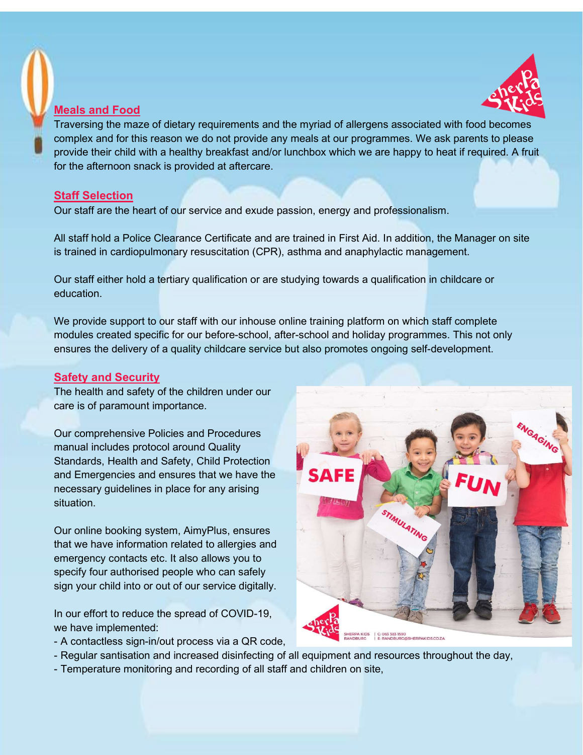## Meals and Food

Traversing the maze of dietary requirements and the myriad of allergens associated with food becomes complex and for this reason we do not provide any meals at our programmes. We ask parents to please provide their child with a healthy breakfast and/or lunchbox which we are happy to heat if required. A fruit for the afternoon snack is provided at aftercare.

## Staff Selection

Our staff are the heart of our service and exude passion, energy and professionalism.

All staff hold a Police Clearance Certificate and are trained in First Aid. In addition, the Manager on site is trained in cardiopulmonary resuscitation (CPR), asthma and anaphylactic management.

Our staff either hold a tertiary qualification or are studying towards a qualification in childcare or education.

We provide support to our staff with our inhouse online training platform on which staff complete modules created specific for our before-school, after-school and holiday programmes. This not only ensures the delivery of a quality childcare service but also promotes ongoing self-development.

## Safety and Security

The health and safety of the children under our care is of paramount importance.

Our comprehensive Policies and Procedures manual includes protocol around Quality Standards, Health and Safety, Child Protection and Emergencies and ensures that we have the necessary guidelines in place for any arising situation.

Our online booking system, AimyPlus, ensures that we have information related to allergies and emergency contacts etc. It also allows you to specify four authorised people who can safely sign your child into or out of our service digitally.

In our effort to reduce the spread of COVID-19, we have implemented:

- A contactless sign-in/out process via a QR code,
- Regular santisation and increased disinfecting of all equipment and resources throughout the day,
- Temperature monitoring and recording of all staff and children on site,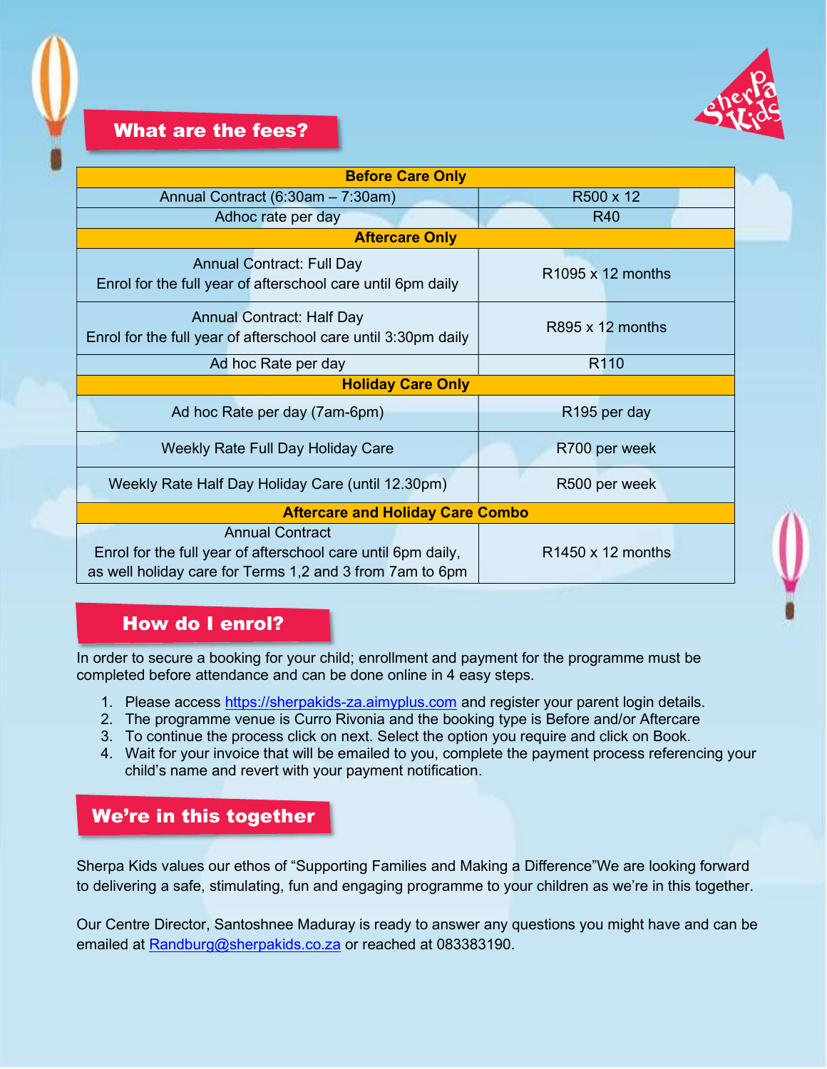## What are the fees?

| | |
|---|---|
| **Before Care Only** | |
| Annual Contract (6:30am – 7:30am) | R500 x 12 |
| Adhoc rate per day | R40 |
| **Aftercare Only** | |
| Annual Contract: Full Day<br>Enrol for the full year of afterschool care until 6pm daily | R1095 x 12 months |
| Annual Contract: Half Day<br>Enrol for the full year of afterschool care until 3:30pm daily | R895 x 12 months |
| Ad hoc Rate per day | R110 |
| **Holiday Care Only** | |
| Ad hoc Rate per day (7am-6pm) | R195 per day |
| Weekly Rate Full Day Holiday Care | R700 per week |
| Weekly Rate Half Day Holiday Care (until 12.30pm) | R500 per week |
| **Aftercare and Holiday Care Combo** | |
| Annual Contract<br>Enrol for the full year of afterschool care until 6pm daily, as well holiday care for Terms 1,2 and 3 from 7am to 6pm | R1450 x 12 months |

## How do I enrol?

In order to secure a booking for your child; enrollment and payment for the programme must be completed before attendance and can be done online in 4 easy steps.

1. Please access https://sherpakids-za.aimyplus.com and register your parent login details.
2. The programme venue is Curro Rivonia and the booking type is Before and/or Aftercare
3. To continue the process click on next. Select the option you require and click on Book.
4. Wait for your invoice that will be emailed to you, complete the payment process referencing your child's name and revert with your payment notification.

## We're in this together

Sherpa Kids values our ethos of "Supporting Families and Making a Difference"We are looking forward to delivering a safe, stimulating, fun and engaging programme to your children as we're in this together.

Our Centre Director, Santoshnee Maduray is ready to answer any questions you might have and can be emailed at Randburg@sherpakids.co.za or reached at 083383190.